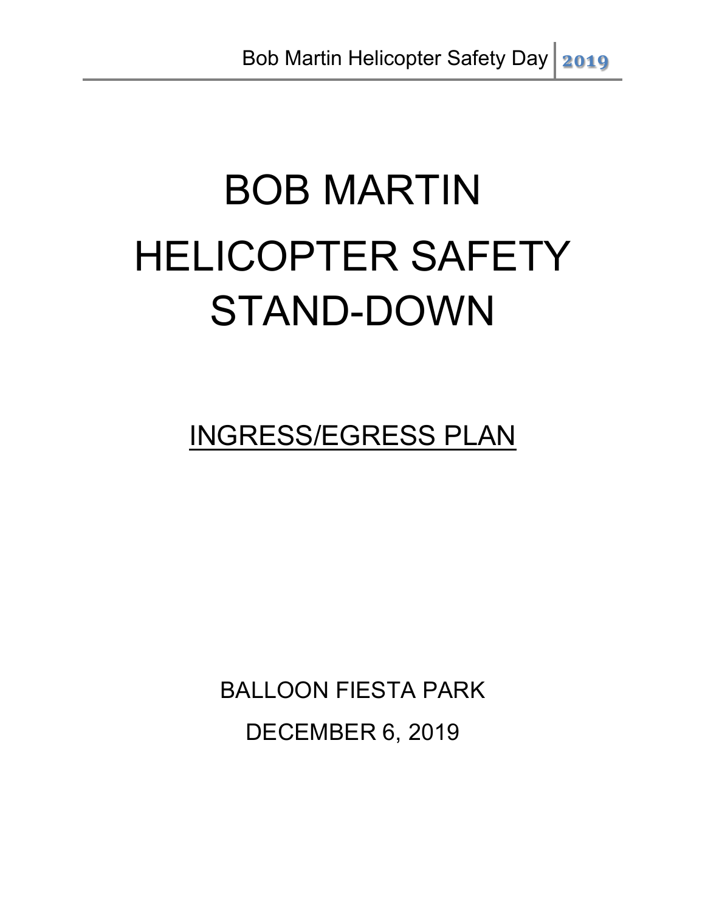# BOB MARTIN HELICOPTER SAFETY STAND-DOWN

## INGRESS/EGRESS PLAN

BALLOON FIESTA PARK

DECEMBER 6, 2019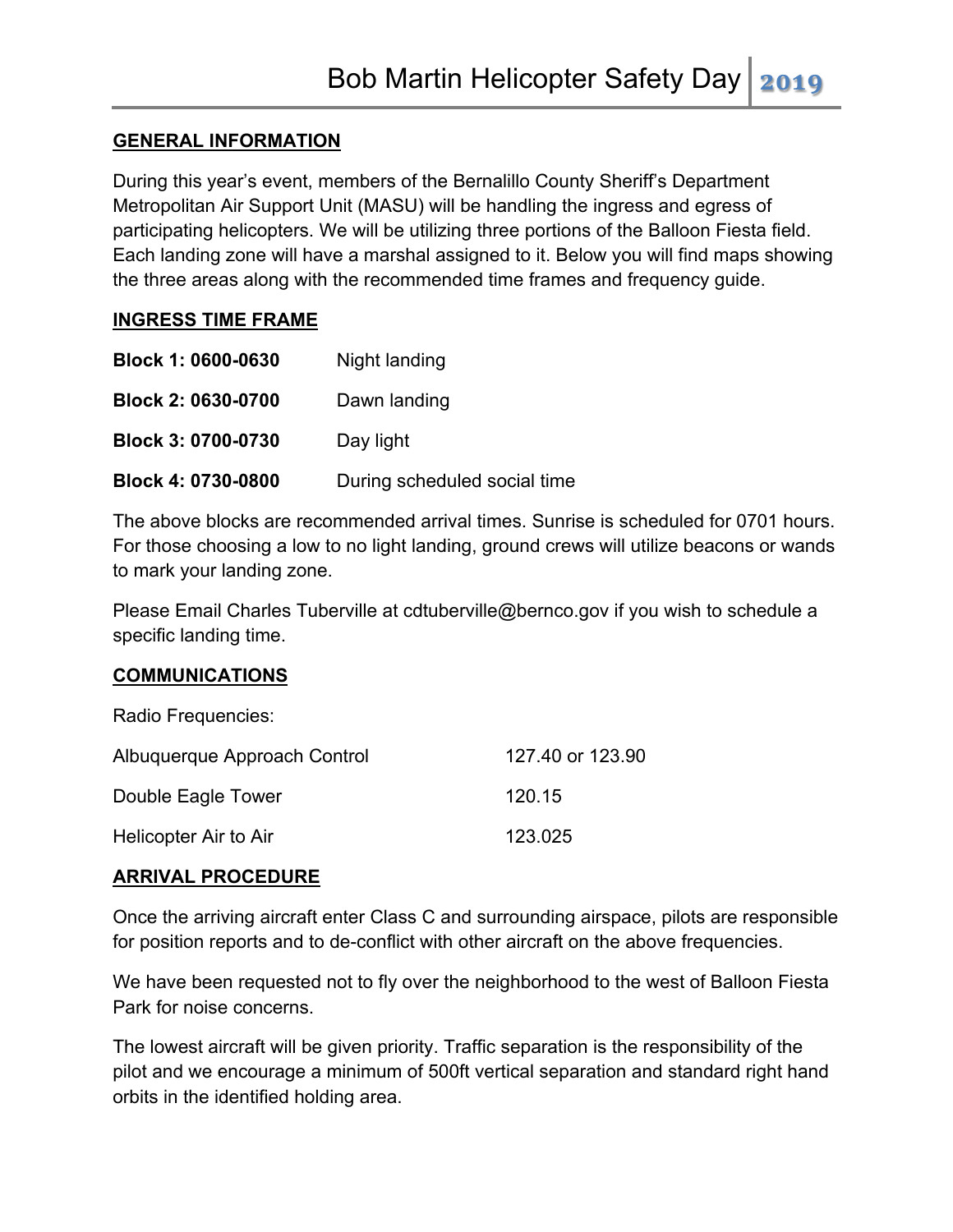## GENERAL INFORMATION

During this year's event, members of the Bernalillo County Sheriff's Department Metropolitan Air Support Unit (MASU) will be handling the ingress and egress of participating helicopters. We will be utilizing three portions of the Balloon Fiesta field. Each landing zone will have a marshal assigned to it. Below you will find maps showing the three areas along with the recommended time frames and frequency guide.

## INGRESS TIME FRAME

| | |
|---|---|
| **Block 1: 0600-0630** | Night landing |
| **Block 2: 0630-0700** | Dawn landing |
| **Block 3: 0700-0730** | Day light |
| **Block 4: 0730-0800** | During scheduled social time |

The above blocks are recommended arrival times. Sunrise is scheduled for 0701 hours. For those choosing a low to no light landing, ground crews will utilize beacons or wands to mark your landing zone.

Please Email Charles Tuberville at cdtuberville@bernco.gov if you wish to schedule a specific landing time.

## COMMUNICATIONS

Radio Frequencies:

| | |
|---|---|
| Albuquerque Approach Control | 127.40 or 123.90 |
| Double Eagle Tower | 120.15 |
| Helicopter Air to Air | 123.025 |

## ARRIVAL PROCEDURE

Once the arriving aircraft enter Class C and surrounding airspace, pilots are responsible for position reports and to de-conflict with other aircraft on the above frequencies.

We have been requested not to fly over the neighborhood to the west of Balloon Fiesta Park for noise concerns.

The lowest aircraft will be given priority. Traffic separation is the responsibility of the pilot and we encourage a minimum of 500ft vertical separation and standard right hand orbits in the identified holding area.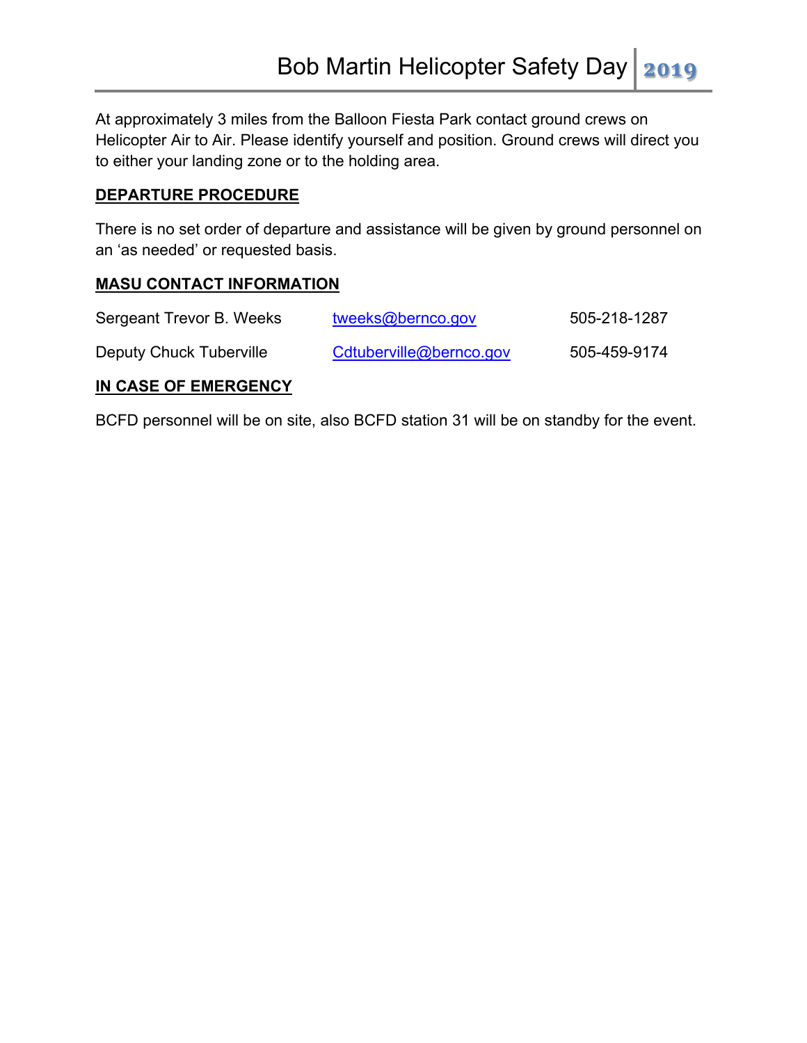At approximately 3 miles from the Balloon Fiesta Park contact ground crews on Helicopter Air to Air. Please identify yourself and position. Ground crews will direct you to either your landing zone or to the holding area.

## DEPARTURE PROCEDURE

There is no set order of departure and assistance will be given by ground personnel on an 'as needed' or requested basis.

## MASU CONTACT INFORMATION

| | | |
|---|---|---|
| Sergeant Trevor B. Weeks | tweeks@bernco.gov | 505-218-1287 |
| Deputy Chuck Tuberville | Cdtuberville@bernco.gov | 505-459-9174 |

## IN CASE OF EMERGENCY

BCFD personnel will be on site, also BCFD station 31 will be on standby for the event.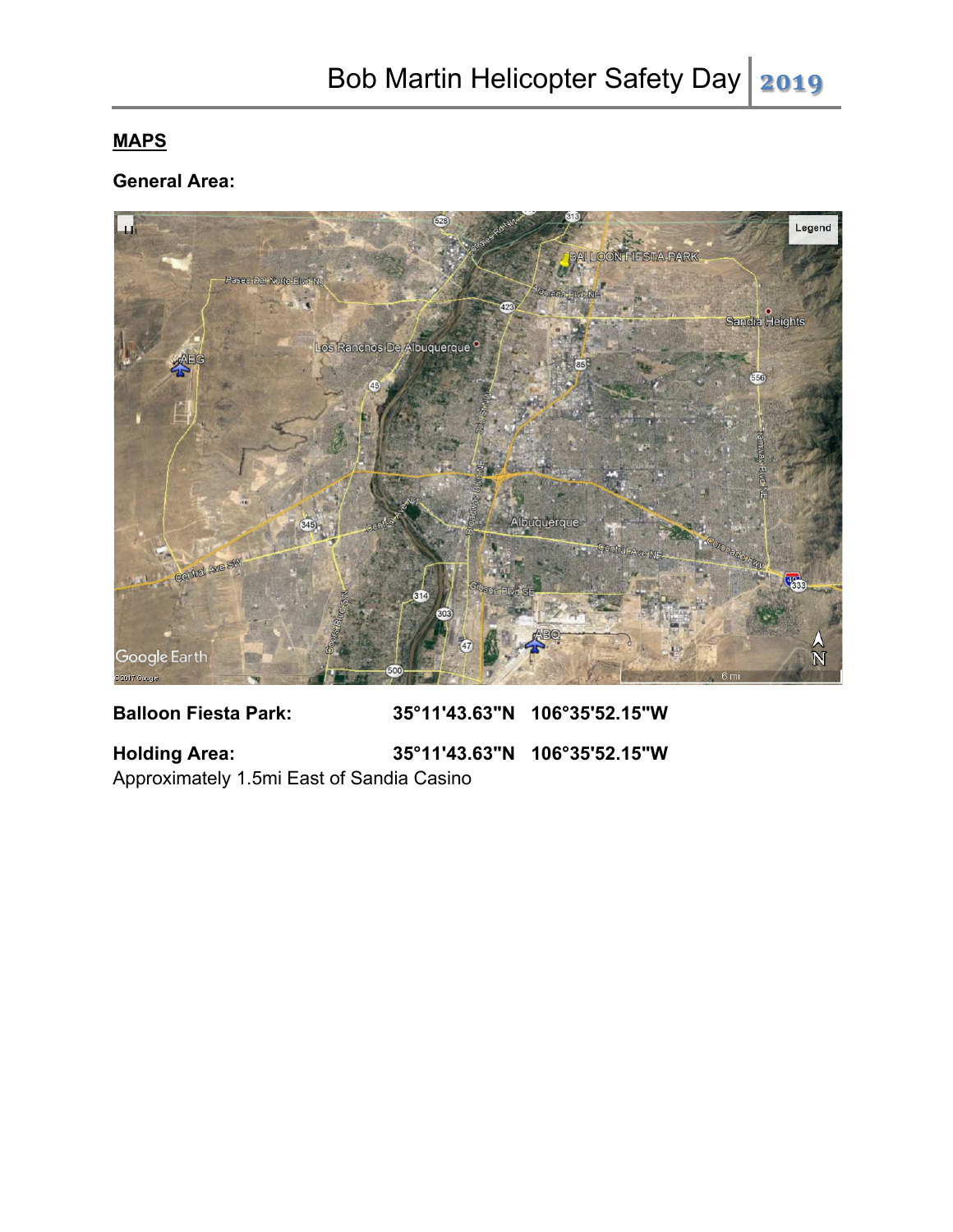## MAPS

**General Area:**

**Balloon Fiesta Park:** 35°11'43.63"N 106°35'52.15"W

**Holding Area:** 35°11'43.63"N 106°35'52.15"W

Approximately 1.5mi East of Sandia Casino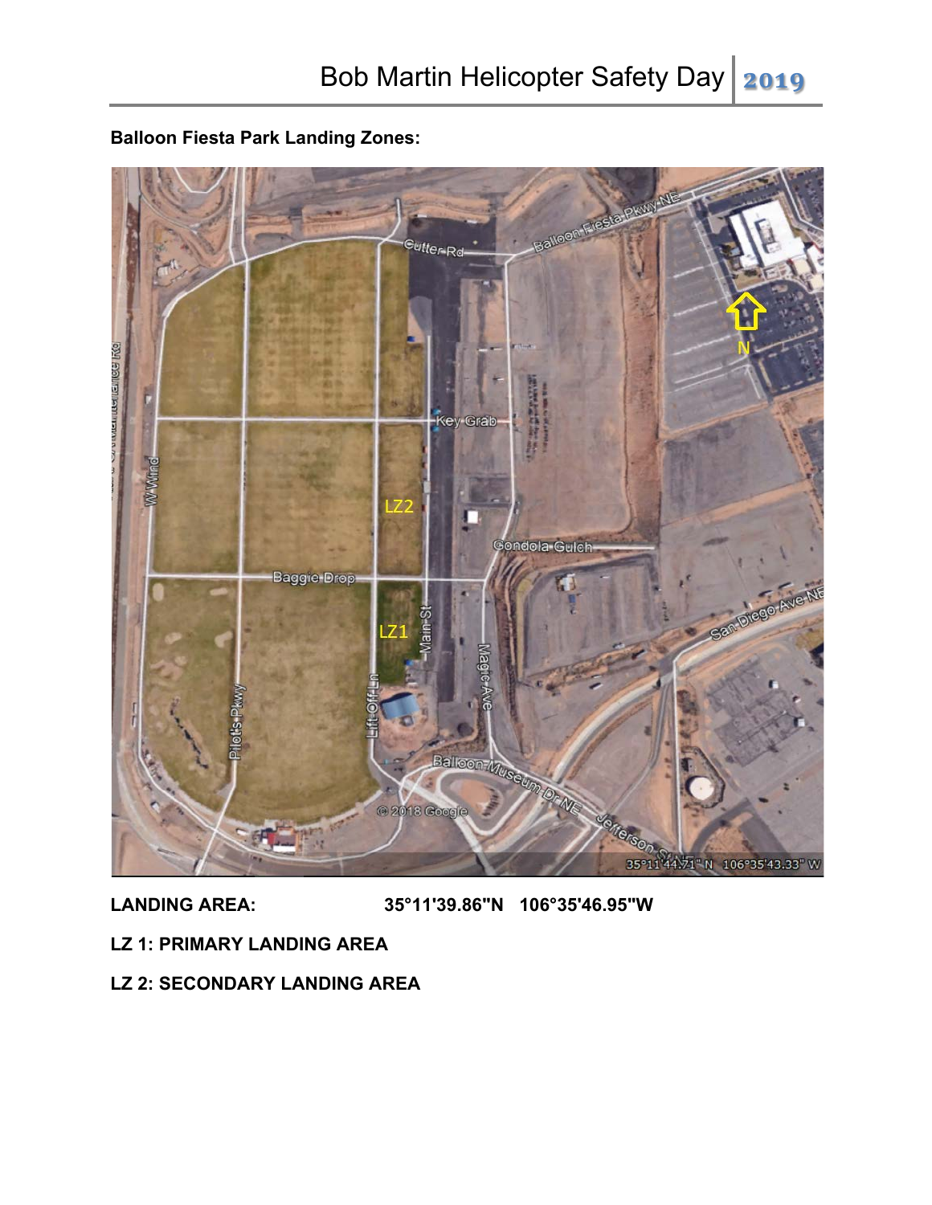**Balloon Fiesta Park Landing Zones:**

**LANDING AREA:** 35°11'39.86"N 106°35'46.95"W

**LZ 1: PRIMARY LANDING AREA**

**LZ 2: SECONDARY LANDING AREA**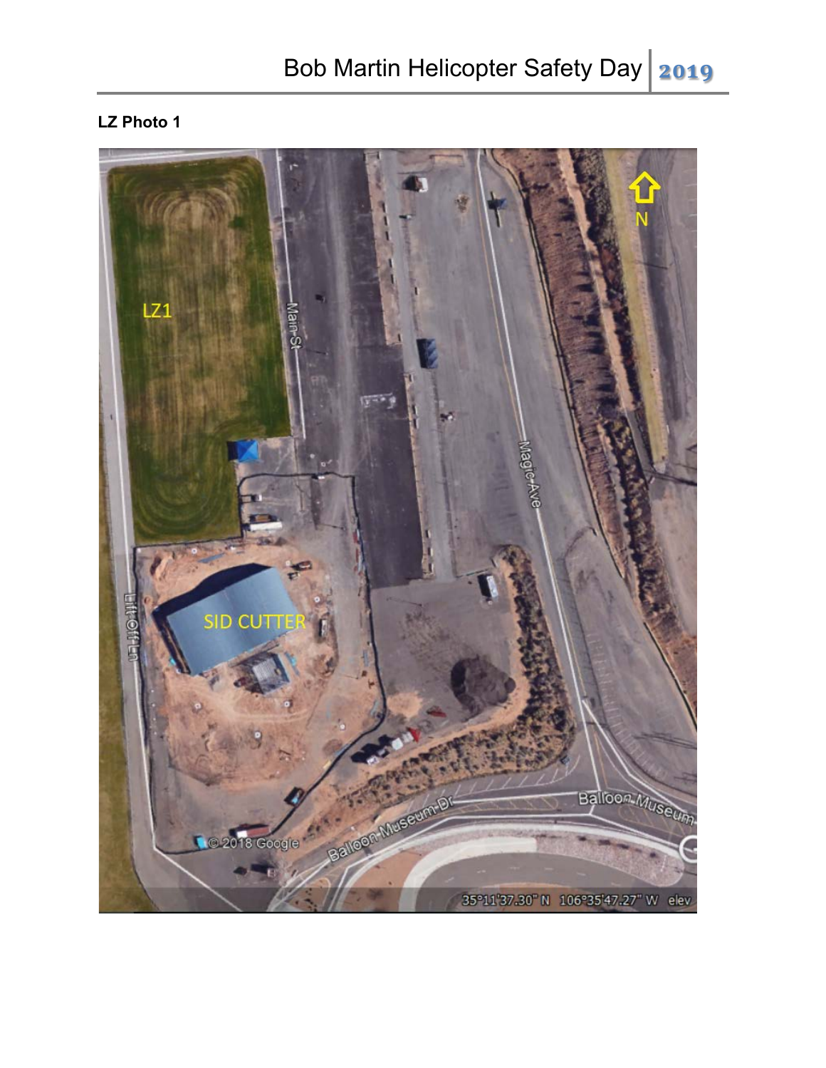**LZ Photo 1**